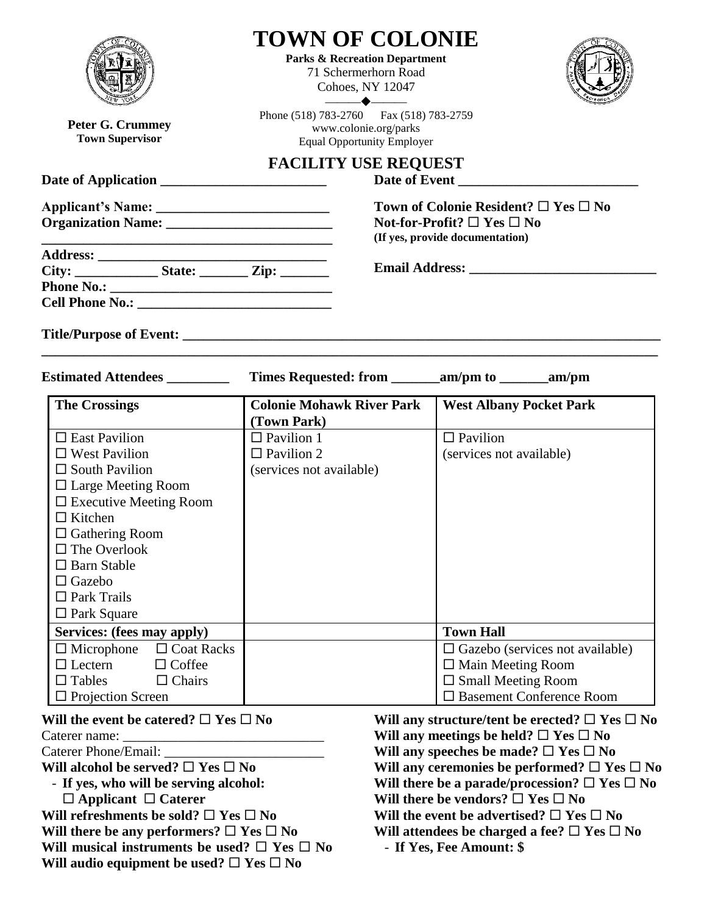# TOWN OF COLONIE

**Parks & Recreation Department**
71 Schermerhorn Road
Cohoes, NY 12047

Phone (518) 783-2760    Fax (518) 783-2759
www.colonie.org/parks
Equal Opportunity Employer

**Peter G. Crummey**
**Town Supervisor**

## FACILITY USE REQUEST

**Date of Application** ________________________    **Date of Event** __________________________

**Applicant's Name:** _________________________
**Organization Name:** ________________________
_________________________________________
**Address:** _________________________________
**City:** ____________ **State:** _______ **Zip:** _______
**Phone No.:** _______________________________
**Cell Phone No.:** ____________________________

**Town of Colonie Resident?** ☐ **Yes** ☐ **No**
**Not-for-Profit?** ☐ **Yes** ☐ **No**
**(If yes, provide documentation)**

**Email Address:** ___________________________

**Title/Purpose of Event:** _______________________________________________________________________
_________________________________________________________________________________________

**Estimated Attendees** _________    **Times Requested: from** _______**am/pm to** _______**am/pm**

| The Crossings | Colonie Mohawk River Park (Town Park) | West Albany Pocket Park |
|---|---|---|
| ☐ East Pavilion<br>☐ West Pavilion<br>☐ South Pavilion<br>☐ Large Meeting Room<br>☐ Executive Meeting Room<br>☐ Kitchen<br>☐ Gathering Room<br>☐ The Overlook<br>☐ Barn Stable<br>☐ Gazebo<br>☐ Park Trails<br>☐ Park Square | ☐ Pavilion 1<br>☐ Pavilion 2<br>(services not available) | ☐ Pavilion<br>(services not available) |
| **Services: (fees may apply)** | | **Town Hall** |
| ☐ Microphone ☐ Coat Racks<br>☐ Lectern ☐ Coffee<br>☐ Tables ☐ Chairs<br>☐ Projection Screen | | ☐ Gazebo (services not available)<br>☐ Main Meeting Room<br>☐ Small Meeting Room<br>☐ Basement Conference Room |

**Will the event be catered?** ☐ **Yes** ☐ **No**
Caterer name: ____________________________
Caterer Phone/Email: ________________________
**Will alcohol be served?** ☐ **Yes** ☐ **No**
- **If yes, who will be serving alcohol:**
  ☐ **Applicant** ☐ **Caterer**

**Will refreshments be sold?** ☐ **Yes** ☐ **No**
**Will there be any performers?** ☐ **Yes** ☐ **No**
**Will musical instruments be used?** ☐ **Yes** ☐ **No**
**Will audio equipment be used?** ☐ **Yes** ☐ **No**

**Will any structure/tent be erected?** ☐ **Yes** ☐ **No**
**Will any meetings be held?** ☐ **Yes** ☐ **No**
**Will any speeches be made?** ☐ **Yes** ☐ **No**
**Will any ceremonies be performed?** ☐ **Yes** ☐ **No**
**Will there be a parade/procession?** ☐ **Yes** ☐ **No**
**Will there be vendors?** ☐ **Yes** ☐ **No**
**Will the event be advertised?** ☐ **Yes** ☐ **No**
**Will attendees be charged a fee?** ☐ **Yes** ☐ **No**
- **If Yes, Fee Amount: $**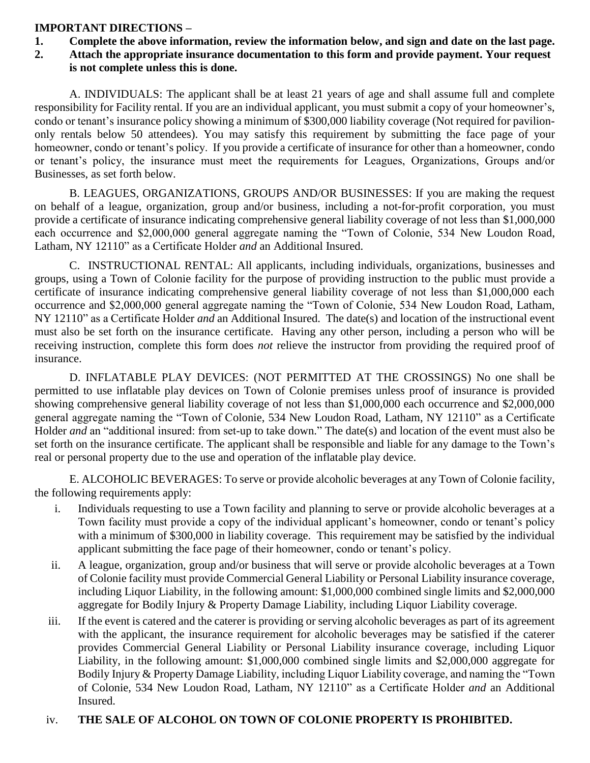**IMPORTANT DIRECTIONS –**

1. **Complete the above information, review the information below, and sign and date on the last page.**
2. **Attach the appropriate insurance documentation to this form and provide payment. Your request is not complete unless this is done.**

A. INDIVIDUALS: The applicant shall be at least 21 years of age and shall assume full and complete responsibility for Facility rental. If you are an individual applicant, you must submit a copy of your homeowner's, condo or tenant's insurance policy showing a minimum of $300,000 liability coverage (Not required for pavilion-only rentals below 50 attendees). You may satisfy this requirement by submitting the face page of your homeowner, condo or tenant's policy. If you provide a certificate of insurance for other than a homeowner, condo or tenant's policy, the insurance must meet the requirements for Leagues, Organizations, Groups and/or Businesses, as set forth below.

B. LEAGUES, ORGANIZATIONS, GROUPS AND/OR BUSINESSES: If you are making the request on behalf of a league, organization, group and/or business, including a not-for-profit corporation, you must provide a certificate of insurance indicating comprehensive general liability coverage of not less than $1,000,000 each occurrence and $2,000,000 general aggregate naming the "Town of Colonie, 534 New Loudon Road, Latham, NY 12110" as a Certificate Holder *and* an Additional Insured.

C. INSTRUCTIONAL RENTAL: All applicants, including individuals, organizations, businesses and groups, using a Town of Colonie facility for the purpose of providing instruction to the public must provide a certificate of insurance indicating comprehensive general liability coverage of not less than $1,000,000 each occurrence and $2,000,000 general aggregate naming the "Town of Colonie, 534 New Loudon Road, Latham, NY 12110" as a Certificate Holder *and* an Additional Insured. The date(s) and location of the instructional event must also be set forth on the insurance certificate. Having any other person, including a person who will be receiving instruction, complete this form does *not* relieve the instructor from providing the required proof of insurance.

D. INFLATABLE PLAY DEVICES: (NOT PERMITTED AT THE CROSSINGS) No one shall be permitted to use inflatable play devices on Town of Colonie premises unless proof of insurance is provided showing comprehensive general liability coverage of not less than $1,000,000 each occurrence and $2,000,000 general aggregate naming the "Town of Colonie, 534 New Loudon Road, Latham, NY 12110" as a Certificate Holder *and* an "additional insured: from set-up to take down." The date(s) and location of the event must also be set forth on the insurance certificate. The applicant shall be responsible and liable for any damage to the Town's real or personal property due to the use and operation of the inflatable play device.

E. ALCOHOLIC BEVERAGES: To serve or provide alcoholic beverages at any Town of Colonie facility, the following requirements apply:

i. Individuals requesting to use a Town facility and planning to serve or provide alcoholic beverages at a Town facility must provide a copy of the individual applicant's homeowner, condo or tenant's policy with a minimum of $300,000 in liability coverage. This requirement may be satisfied by the individual applicant submitting the face page of their homeowner, condo or tenant's policy.

ii. A league, organization, group and/or business that will serve or provide alcoholic beverages at a Town of Colonie facility must provide Commercial General Liability or Personal Liability insurance coverage, including Liquor Liability, in the following amount: $1,000,000 combined single limits and $2,000,000 aggregate for Bodily Injury & Property Damage Liability, including Liquor Liability coverage.

iii. If the event is catered and the caterer is providing or serving alcoholic beverages as part of its agreement with the applicant, the insurance requirement for alcoholic beverages may be satisfied if the caterer provides Commercial General Liability or Personal Liability insurance coverage, including Liquor Liability, in the following amount: $1,000,000 combined single limits and $2,000,000 aggregate for Bodily Injury & Property Damage Liability, including Liquor Liability coverage, and naming the "Town of Colonie, 534 New Loudon Road, Latham, NY 12110" as a Certificate Holder *and* an Additional Insured.

iv. **THE SALE OF ALCOHOL ON TOWN OF COLONIE PROPERTY IS PROHIBITED.**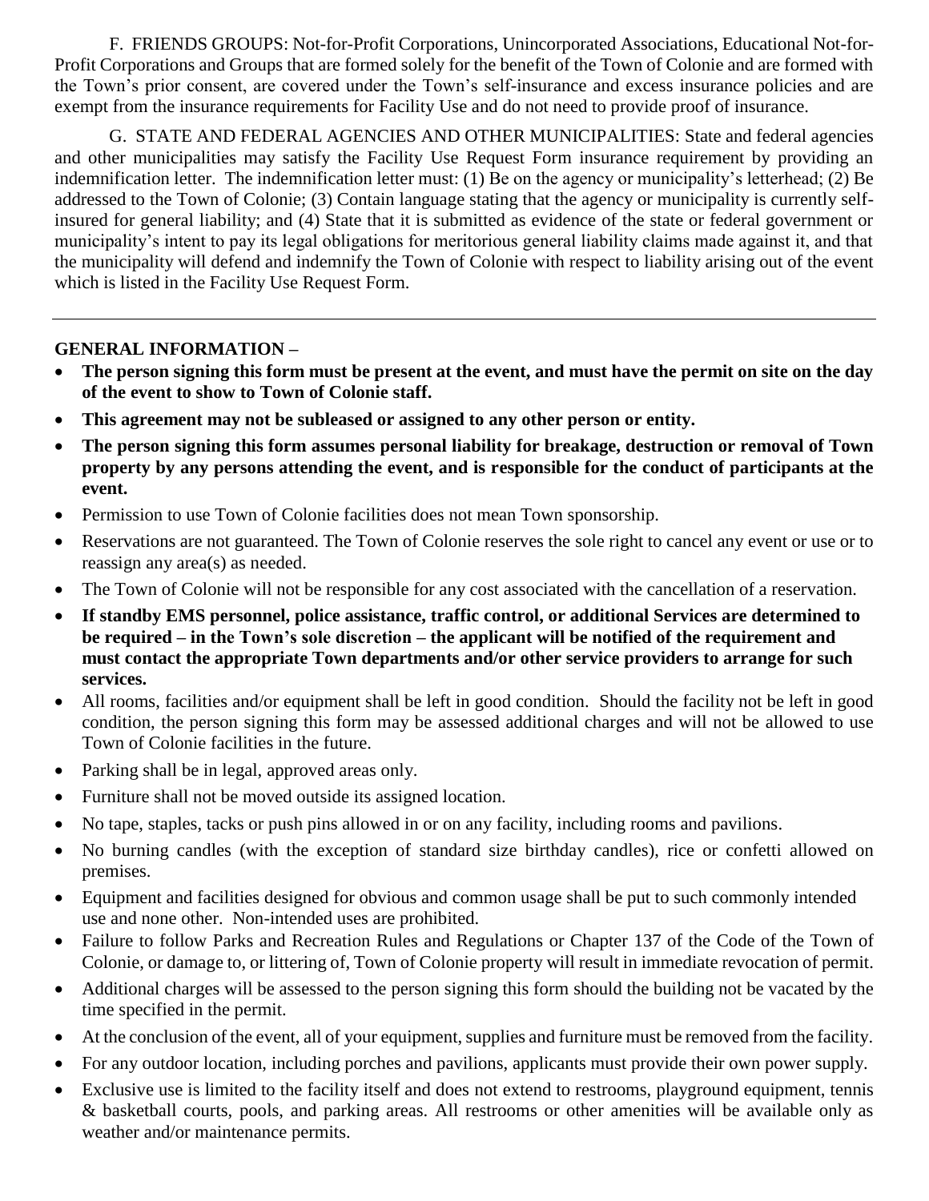F. FRIENDS GROUPS: Not-for-Profit Corporations, Unincorporated Associations, Educational Not-for-Profit Corporations and Groups that are formed solely for the benefit of the Town of Colonie and are formed with the Town's prior consent, are covered under the Town's self-insurance and excess insurance policies and are exempt from the insurance requirements for Facility Use and do not need to provide proof of insurance.

G. STATE AND FEDERAL AGENCIES AND OTHER MUNICIPALITIES: State and federal agencies and other municipalities may satisfy the Facility Use Request Form insurance requirement by providing an indemnification letter. The indemnification letter must: (1) Be on the agency or municipality's letterhead; (2) Be addressed to the Town of Colonie; (3) Contain language stating that the agency or municipality is currently self-insured for general liability; and (4) State that it is submitted as evidence of the state or federal government or municipality's intent to pay its legal obligations for meritorious general liability claims made against it, and that the municipality will defend and indemnify the Town of Colonie with respect to liability arising out of the event which is listed in the Facility Use Request Form.

---

**GENERAL INFORMATION –**

- **The person signing this form must be present at the event, and must have the permit on site on the day of the event to show to Town of Colonie staff.**
- **This agreement may not be subleased or assigned to any other person or entity.**
- **The person signing this form assumes personal liability for breakage, destruction or removal of Town property by any persons attending the event, and is responsible for the conduct of participants at the event.**
- Permission to use Town of Colonie facilities does not mean Town sponsorship.
- Reservations are not guaranteed. The Town of Colonie reserves the sole right to cancel any event or use or to reassign any area(s) as needed.
- The Town of Colonie will not be responsible for any cost associated with the cancellation of a reservation.
- **If standby EMS personnel, police assistance, traffic control, or additional Services are determined to be required – in the Town's sole discretion – the applicant will be notified of the requirement and must contact the appropriate Town departments and/or other service providers to arrange for such services.**
- All rooms, facilities and/or equipment shall be left in good condition. Should the facility not be left in good condition, the person signing this form may be assessed additional charges and will not be allowed to use Town of Colonie facilities in the future.
- Parking shall be in legal, approved areas only.
- Furniture shall not be moved outside its assigned location.
- No tape, staples, tacks or push pins allowed in or on any facility, including rooms and pavilions.
- No burning candles (with the exception of standard size birthday candles), rice or confetti allowed on premises.
- Equipment and facilities designed for obvious and common usage shall be put to such commonly intended use and none other. Non-intended uses are prohibited.
- Failure to follow Parks and Recreation Rules and Regulations or Chapter 137 of the Code of the Town of Colonie, or damage to, or littering of, Town of Colonie property will result in immediate revocation of permit.
- Additional charges will be assessed to the person signing this form should the building not be vacated by the time specified in the permit.
- At the conclusion of the event, all of your equipment, supplies and furniture must be removed from the facility.
- For any outdoor location, including porches and pavilions, applicants must provide their own power supply.
- Exclusive use is limited to the facility itself and does not extend to restrooms, playground equipment, tennis & basketball courts, pools, and parking areas. All restrooms or other amenities will be available only as weather and/or maintenance permits.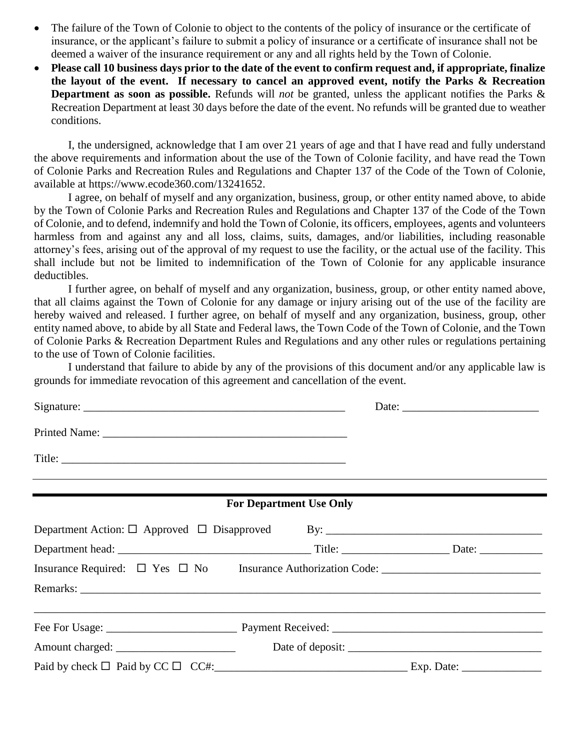- The failure of the Town of Colonie to object to the contents of the policy of insurance or the certificate of insurance, or the applicant's failure to submit a policy of insurance or a certificate of insurance shall not be deemed a waiver of the insurance requirement or any and all rights held by the Town of Colonie.
- **Please call 10 business days prior to the date of the event to confirm request and, if appropriate, finalize the layout of the event. If necessary to cancel an approved event, notify the Parks & Recreation Department as soon as possible.** Refunds will *not* be granted, unless the applicant notifies the Parks & Recreation Department at least 30 days before the date of the event. No refunds will be granted due to weather conditions.

I, the undersigned, acknowledge that I am over 21 years of age and that I have read and fully understand the above requirements and information about the use of the Town of Colonie facility, and have read the Town of Colonie Parks and Recreation Rules and Regulations and Chapter 137 of the Code of the Town of Colonie, available at https://www.ecode360.com/13241652.

I agree, on behalf of myself and any organization, business, group, or other entity named above, to abide by the Town of Colonie Parks and Recreation Rules and Regulations and Chapter 137 of the Code of the Town of Colonie, and to defend, indemnify and hold the Town of Colonie, its officers, employees, agents and volunteers harmless from and against any and all loss, claims, suits, damages, and/or liabilities, including reasonable attorney's fees, arising out of the approval of my request to use the facility, or the actual use of the facility. This shall include but not be limited to indemnification of the Town of Colonie for any applicable insurance deductibles.

I further agree, on behalf of myself and any organization, business, group, or other entity named above, that all claims against the Town of Colonie for any damage or injury arising out of the use of the facility are hereby waived and released. I further agree, on behalf of myself and any organization, business, group, other entity named above, to abide by all State and Federal laws, the Town Code of the Town of Colonie, and the Town of Colonie Parks & Recreation Department Rules and Regulations and any other rules or regulations pertaining to the use of Town of Colonie facilities.

I understand that failure to abide by any of the provisions of this document and/or any applicable law is grounds for immediate revocation of this agreement and cancellation of the event.

Signature: ______________________________________________ Date: ________________________

Printed Name: ___________________________________________

Title: _________________________________________________

---

**For Department Use Only**

Department Action: ☐ Approved ☐ Disapproved By: ______________________________________

Department head: ________________________________ Title: __________________ Date: ___________

Insurance Required: ☐ Yes ☐ No Insurance Authorization Code: ___________________________

Remarks: _________________________________________________________________________________

_________________________________________________________________________________________

Fee For Usage: _______________________ Payment Received: ____________________________________

Amount charged: _____________________ Date of deposit: _________________________________

Paid by check ☐ Paid by CC ☐ CC#:_________________________________ Exp. Date: ______________